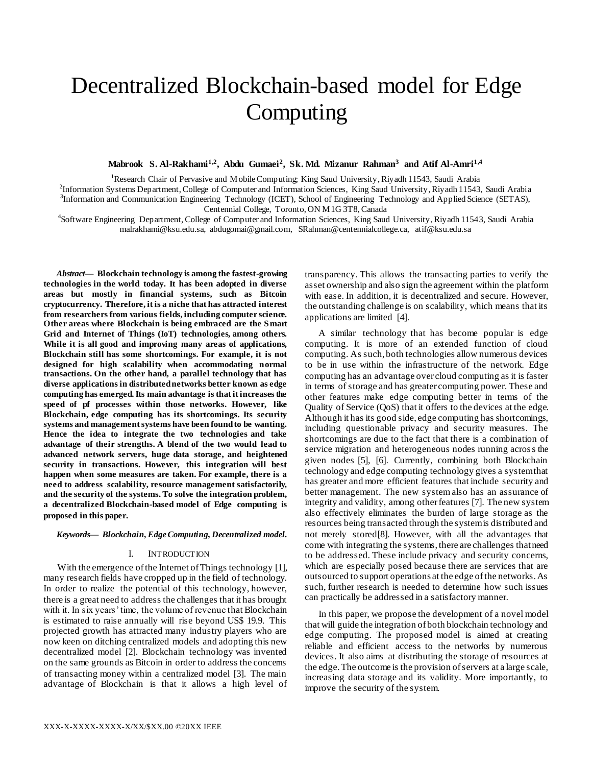# Decentralized Blockchain-based model for Edge Computing

**Mabrook S. Al-Rakhami[1,2], Abdu Gumaei[2], Sk. Md. Mizanur Rahman[3] and Atif Al-Amri[1,4]**

[1]Research Chair of Pervasive and Mobile Computing; King Saud University, Riyadh 11543, Saudi Arabia
[2]Information Systems Department, College of Computer and Information Sciences, King Saud University, Riyadh 11543, Saudi Arabia
[3]Information and Communication Engineering Technology (ICET), School of Engineering Technology and Applied Science (SETAS), Centennial College, Toronto, ON M1G 3T8, Canada
[4]Software Engineering Department, College of Computer and Information Sciences, King Saud University, Riyadh 11543, Saudi Arabia
malrakhami@ksu.edu.sa, abdugomai@gmail.com, SRahman@centennialcollege.ca, atif@ksu.edu.sa

***Abstract*— Blockchain technology is among the fastest-growing technologies in the world today. It has been adopted in diverse areas but mostly in financial systems, such as Bitcoin cryptocurrency. Therefore, it is a niche that has attracted interest from researchers from various fields, including computer science. Other areas where Blockchain is being embraced are the Smart Grid and Internet of Things (IoT) technologies, among others. While it is all good and improving many areas of applications, Blockchain still has some shortcomings. For example, it is not designed for high scalability when accommodating normal transactions. On the other hand, a parallel technology that has diverse applications in distributed networks better known as edge computing has emerged. Its main advantage is that it increases the speed of pf processes within those networks. However, like Blockchain, edge computing has its shortcomings. Its security systems and management systems have been found to be wanting. Hence the idea to integrate the two technologies and take advantage of their strengths. A blend of the two would lead to advanced network servers, huge data storage, and heightened security in transactions. However, this integration will best happen when some measures are taken. For example, there is a need to address scalability, resource management satisfactorily, and the security of the systems. To solve the integration problem, a decentralized Blockchain-based model of Edge computing is proposed in this paper.**

***Keywords*— *Blockchain, Edge Computing, Decentralized model.***

## I. INTRODUCTION

With the emergence of the Internet of Things technology [1], many research fields have cropped up in the field of technology. In order to realize the potential of this technology, however, there is a great need to address the challenges that it has brought with it. In six years' time, the volume of revenue that Blockchain is estimated to raise annually will rise beyond US$ 19.9. This projected growth has attracted many industry players who are now keen on ditching centralized models and adopting this new decentralized model [2]. Blockchain technology was invented on the same grounds as Bitcoin in order to address the concerns of transacting money within a centralized model [3]. The main advantage of Blockchain is that it allows a high level of transparency. This allows the transacting parties to verify the asset ownership and also sign the agreement within the platform with ease. In addition, it is decentralized and secure. However, the outstanding challenge is on scalability, which means that its applications are limited [4].

A similar technology that has become popular is edge computing. It is more of an extended function of cloud computing. As such, both technologies allow numerous devices to be in use within the infrastructure of the network. Edge computing has an advantage over cloud computing as it is faster in terms of storage and has greater computing power. These and other features make edge computing better in terms of the Quality of Service (QoS) that it offers to the devices at the edge. Although it has its good side, edge computing has shortcomings, including questionable privacy and security measures. The shortcomings are due to the fact that there is a combination of service migration and heterogeneous nodes running across the given nodes [5], [6]. Currently, combining both Blockchain technology and edge computing technology gives a system that has greater and more efficient features that include security and better management. The new system also has an assurance of integrity and validity, among other features [7]. The new system also effectively eliminates the burden of large storage as the resources being transacted through the system is distributed and not merely stored[8]. However, with all the advantages that come with integrating the systems, there are challenges that need to be addressed. These include privacy and security concerns, which are especially posed because there are services that are outsourced to support operations at the edge of the networks. As such, further research is needed to determine how such issues can practically be addressed in a satisfactory manner.

In this paper, we propose the development of a novel model that will guide the integration of both blockchain technology and edge computing. The proposed model is aimed at creating reliable and efficient access to the networks by numerous devices. It also aims at distributing the storage of resources at the edge. The outcome is the provision of servers at a large scale, increasing data storage and its validity. More importantly, to improve the security of the system.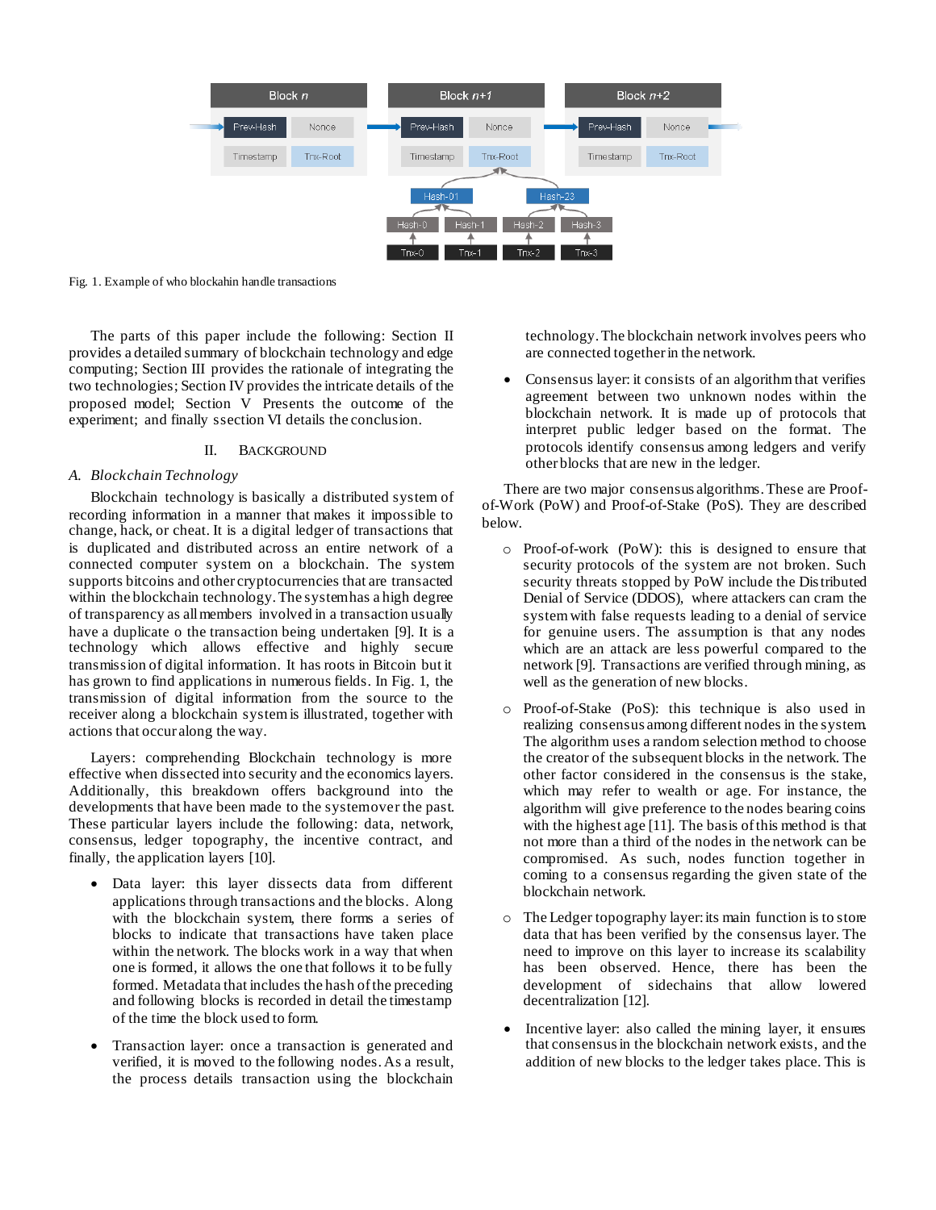Fig. 1. Example of who blockahin handle transactions

The parts of this paper include the following: Section II provides a detailed summary of blockchain technology and edge computing; Section III provides the rationale of integrating the two technologies; Section IV provides the intricate details of the proposed model; Section V Presents the outcome of the experiment; and finally ssection VI details the conclusion.

## II. Background

### *A. Blockchain Technology*

Blockchain technology is basically a distributed system of recording information in a manner that makes it impossible to change, hack, or cheat. It is a digital ledger of transactions that is duplicated and distributed across an entire network of a connected computer system on a blockchain. The system supports bitcoins and other cryptocurrencies that are transacted within the blockchain technology. The system has a high degree of transparency as all members involved in a transaction usually have a duplicate o the transaction being undertaken [9]. It is a technology which allows effective and highly secure transmission of digital information. It has roots in Bitcoin but it has grown to find applications in numerous fields. In Fig. 1, the transmission of digital information from the source to the receiver along a blockchain system is illustrated, together with actions that occur along the way.

Layers: comprehending Blockchain technology is more effective when dissected into security and the economics layers. Additionally, this breakdown offers background into the developments that have been made to the system over the past. These particular layers include the following: data, network, consensus, ledger topography, the incentive contract, and finally, the application layers [10].

- Data layer: this layer dissects data from different applications through transactions and the blocks. Along with the blockchain system, there forms a series of blocks to indicate that transactions have taken place within the network. The blocks work in a way that when one is formed, it allows the one that follows it to be fully formed. Metadata that includes the hash of the preceding and following blocks is recorded in detail the timestamp of the time the block used to form.
- Transaction layer: once a transaction is generated and verified, it is moved to the following nodes. As a result, the process details transaction using the blockchain technology. The blockchain network involves peers who are connected together in the network.
- Consensus layer: it consists of an algorithm that verifies agreement between two unknown nodes within the blockchain network. It is made up of protocols that interpret public ledger based on the format. The protocols identify consensus among ledgers and verify other blocks that are new in the ledger.

There are two major consensus algorithms. These are Proof-of-Work (PoW) and Proof-of-Stake (PoS). They are described below.

- Proof-of-work (PoW): this is designed to ensure that security protocols of the system are not broken. Such security threats stopped by PoW include the Distributed Denial of Service (DDOS), where attackers can cram the system with false requests leading to a denial of service for genuine users. The assumption is that any nodes which are an attack are less powerful compared to the network [9]. Transactions are verified through mining, as well as the generation of new blocks.
- Proof-of-Stake (PoS): this technique is also used in realizing consensus among different nodes in the system. The algorithm uses a random selection method to choose the creator of the subsequent blocks in the network. The other factor considered in the consensus is the stake, which may refer to wealth or age. For instance, the algorithm will give preference to the nodes bearing coins with the highest age [11]. The basis of this method is that not more than a third of the nodes in the network can be compromised. As such, nodes function together in coming to a consensus regarding the given state of the blockchain network.
- The Ledger topography layer: its main function is to store data that has been verified by the consensus layer. The need to improve on this layer to increase its scalability has been observed. Hence, there has been the development of sidechains that allow lowered decentralization [12].

- Incentive layer: also called the mining layer, it ensures that consensus in the blockchain network exists, and the addition of new blocks to the ledger takes place. This is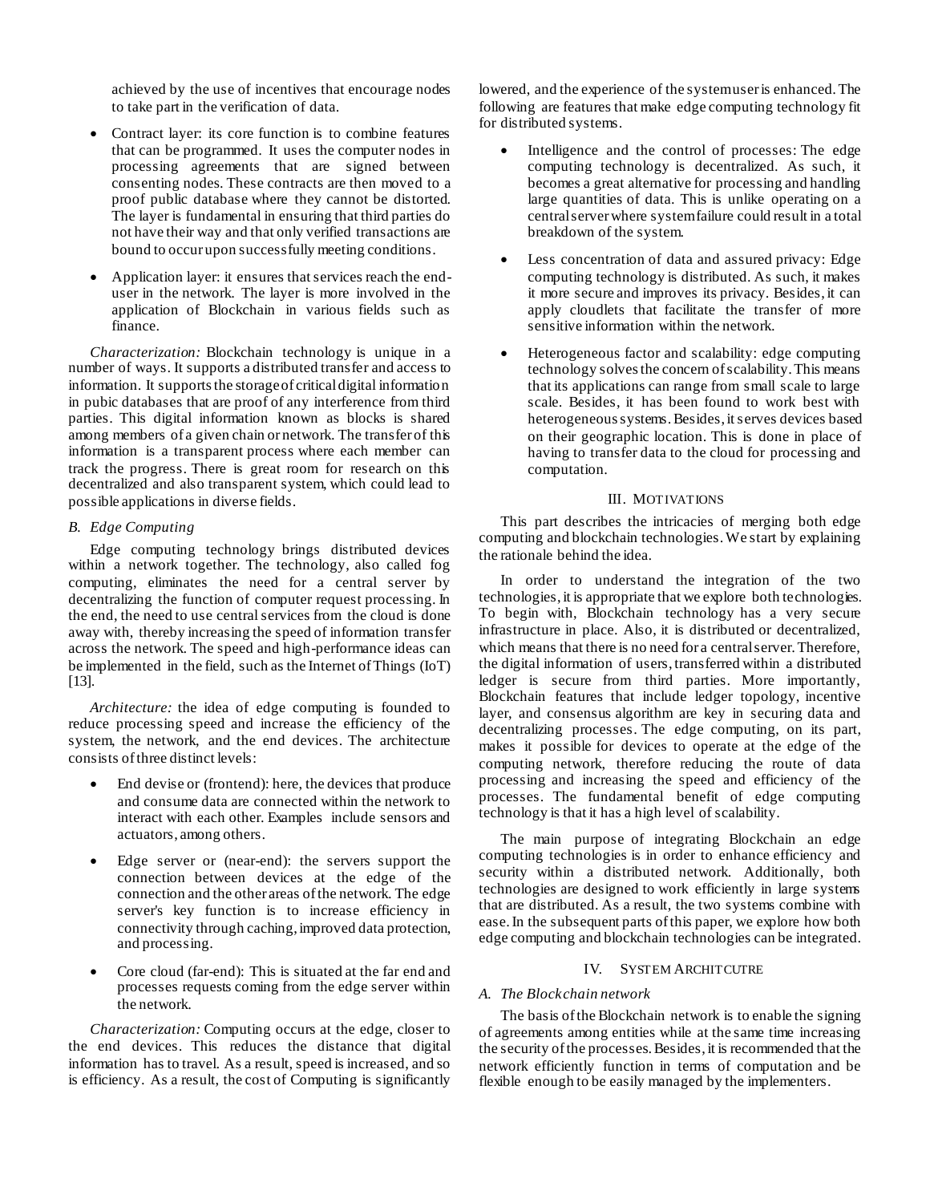achieved by the use of incentives that encourage nodes to take part in the verification of data.

- Contract layer: its core function is to combine features that can be programmed. It uses the computer nodes in processing agreements that are signed between consenting nodes. These contracts are then moved to a proof public database where they cannot be distorted. The layer is fundamental in ensuring that third parties do not have their way and that only verified transactions are bound to occur upon successfully meeting conditions.
- Application layer: it ensures that services reach the end-user in the network. The layer is more involved in the application of Blockchain in various fields such as finance.

*Characterization:* Blockchain technology is unique in a number of ways. It supports a distributed transfer and access to information. It supports the storage of critical digital information in pubic databases that are proof of any interference from third parties. This digital information known as blocks is shared among members of a given chain or network. The transfer of this information is a transparent process where each member can track the progress. There is great room for research on this decentralized and also transparent system, which could lead to possible applications in diverse fields.

### *B. Edge Computing*

Edge computing technology brings distributed devices within a network together. The technology, also called fog computing, eliminates the need for a central server by decentralizing the function of computer request processing. In the end, the need to use central services from the cloud is done away with, thereby increasing the speed of information transfer across the network. The speed and high-performance ideas can be implemented in the field, such as the Internet of Things (IoT) [13].

*Architecture:* the idea of edge computing is founded to reduce processing speed and increase the efficiency of the system, the network, and the end devices. The architecture consists of three distinct levels:

- End devise or (frontend): here, the devices that produce and consume data are connected within the network to interact with each other. Examples include sensors and actuators, among others.
- Edge server or (near-end): the servers support the connection between devices at the edge of the connection and the other areas of the network. The edge server's key function is to increase efficiency in connectivity through caching, improved data protection, and processing.
- Core cloud (far-end): This is situated at the far end and processes requests coming from the edge server within the network.

*Characterization:* Computing occurs at the edge, closer to the end devices. This reduces the distance that digital information has to travel. As a result, speed is increased, and so is efficiency. As a result, the cost of Computing is significantly lowered, and the experience of the system user is enhanced. The following are features that make edge computing technology fit for distributed systems.

- Intelligence and the control of processes: The edge computing technology is decentralized. As such, it becomes a great alternative for processing and handling large quantities of data. This is unlike operating on a central server where system failure could result in a total breakdown of the system.
- Less concentration of data and assured privacy: Edge computing technology is distributed. As such, it makes it more secure and improves its privacy. Besides, it can apply cloudlets that facilitate the transfer of more sensitive information within the network.
- Heterogeneous factor and scalability: edge computing technology solves the concern of scalability. This means that its applications can range from small scale to large scale. Besides, it has been found to work best with heterogeneous systems. Besides, it serves devices based on their geographic location. This is done in place of having to transfer data to the cloud for processing and computation.

## III. MOTIVATIONS

This part describes the intricacies of merging both edge computing and blockchain technologies. We start by explaining the rationale behind the idea.

In order to understand the integration of the two technologies, it is appropriate that we explore both technologies. To begin with, Blockchain technology has a very secure infrastructure in place. Also, it is distributed or decentralized, which means that there is no need for a central server. Therefore, the digital information of users, transferred within a distributed ledger is secure from third parties. More importantly, Blockchain features that include ledger topology, incentive layer, and consensus algorithm are key in securing data and decentralizing processes. The edge computing, on its part, makes it possible for devices to operate at the edge of the computing network, therefore reducing the route of data processing and increasing the speed and efficiency of the processes. The fundamental benefit of edge computing technology is that it has a high level of scalability.

The main purpose of integrating Blockchain an edge computing technologies is in order to enhance efficiency and security within a distributed network. Additionally, both technologies are designed to work efficiently in large systems that are distributed. As a result, the two systems combine with ease. In the subsequent parts of this paper, we explore how both edge computing and blockchain technologies can be integrated.

## IV. SYSTEM ARCHITCUTRE

### *A. The Blockchain network*

The basis of the Blockchain network is to enable the signing of agreements among entities while at the same time increasing the security of the processes. Besides, it is recommended that the network efficiently function in terms of computation and be flexible enough to be easily managed by the implementers.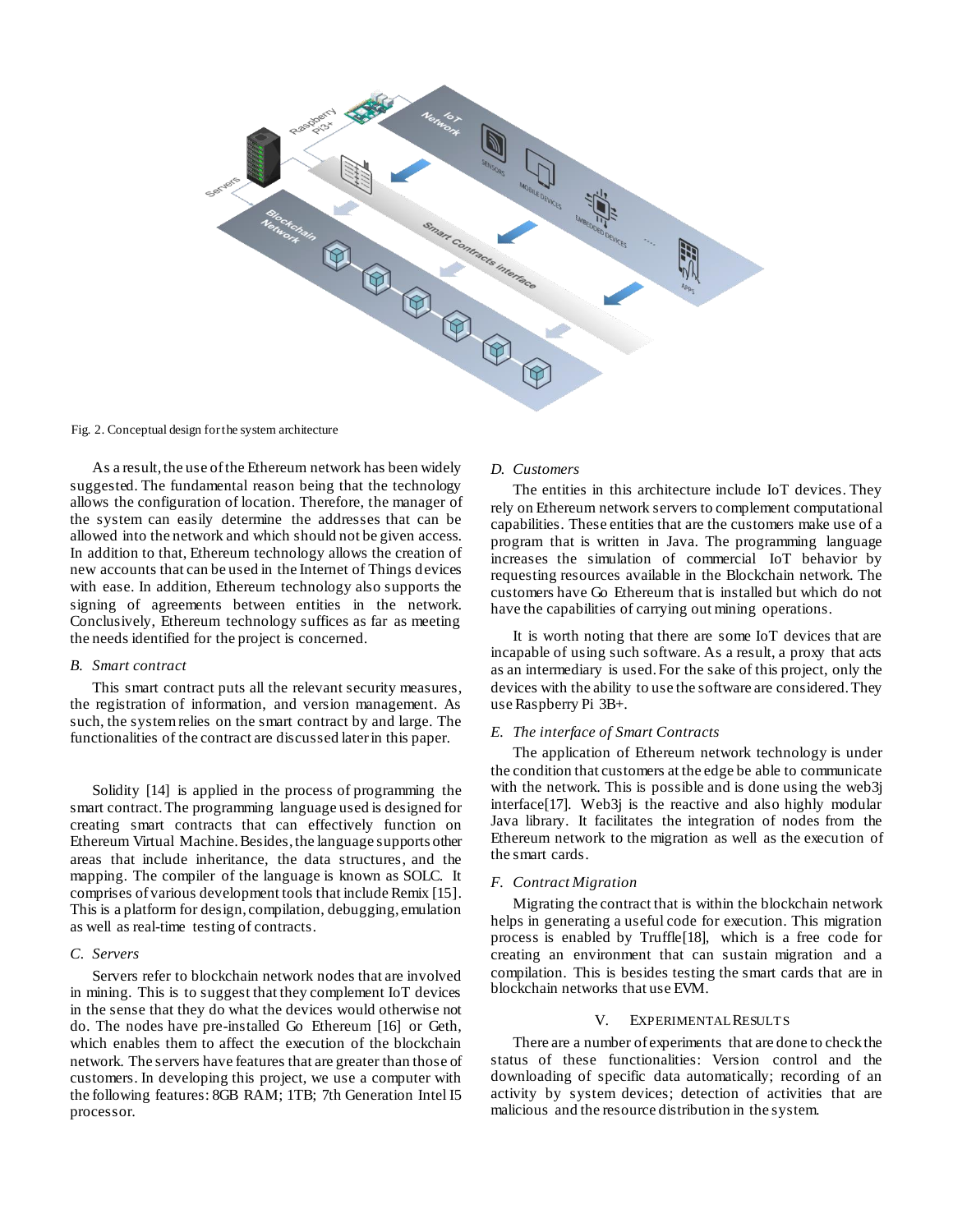Fig. 2. Conceptual design for the system architecture

As a result, the use of the Ethereum network has been widely suggested. The fundamental reason being that the technology allows the configuration of location. Therefore, the manager of the system can easily determine the addresses that can be allowed into the network and which should not be given access. In addition to that, Ethereum technology allows the creation of new accounts that can be used in the Internet of Things devices with ease. In addition, Ethereum technology also supports the signing of agreements between entities in the network. Conclusively, Ethereum technology suffices as far as meeting the needs identified for the project is concerned.

### *B. Smart contract*

This smart contract puts all the relevant security measures, the registration of information, and version management. As such, the system relies on the smart contract by and large. The functionalities of the contract are discussed later in this paper.

Solidity [14] is applied in the process of programming the smart contract. The programming language used is designed for creating smart contracts that can effectively function on Ethereum Virtual Machine. Besides, the language supports other areas that include inheritance, the data structures, and the mapping. The compiler of the language is known as SOLC. It comprises of various development tools that include Remix [15]. This is a platform for design, compilation, debugging, emulation as well as real-time testing of contracts.

### *C. Servers*

Servers refer to blockchain network nodes that are involved in mining. This is to suggest that they complement IoT devices in the sense that they do what the devices would otherwise not do. The nodes have pre-installed Go Ethereum [16] or Geth, which enables them to affect the execution of the blockchain network. The servers have features that are greater than those of customers. In developing this project, we use a computer with the following features: 8GB RAM; 1TB; 7th Generation Intel I5 processor.

### *D. Customers*

The entities in this architecture include IoT devices. They rely on Ethereum network servers to complement computational capabilities. These entities that are the customers make use of a program that is written in Java. The programming language increases the simulation of commercial IoT behavior by requesting resources available in the Blockchain network. The customers have Go Ethereum that is installed but which do not have the capabilities of carrying out mining operations.

It is worth noting that there are some IoT devices that are incapable of using such software. As a result, a proxy that acts as an intermediary is used. For the sake of this project, only the devices with the ability to use the software are considered. They use Raspberry Pi 3B+.

### *E. The interface of Smart Contracts*

The application of Ethereum network technology is under the condition that customers at the edge be able to communicate with the network. This is possible and is done using the web3j interface[17]. Web3j is the reactive and also highly modular Java library. It facilitates the integration of nodes from the Ethereum network to the migration as well as the execution of the smart cards.

### *F. Contract Migration*

Migrating the contract that is within the blockchain network helps in generating a useful code for execution. This migration process is enabled by Truffle[18], which is a free code for creating an environment that can sustain migration and a compilation. This is besides testing the smart cards that are in blockchain networks that use EVM.

## V. EXPERIMENTAL RESULTS

There are a number of experiments that are done to check the status of these functionalities: Version control and the downloading of specific data automatically; recording of an activity by system devices; detection of activities that are malicious and the resource distribution in the system.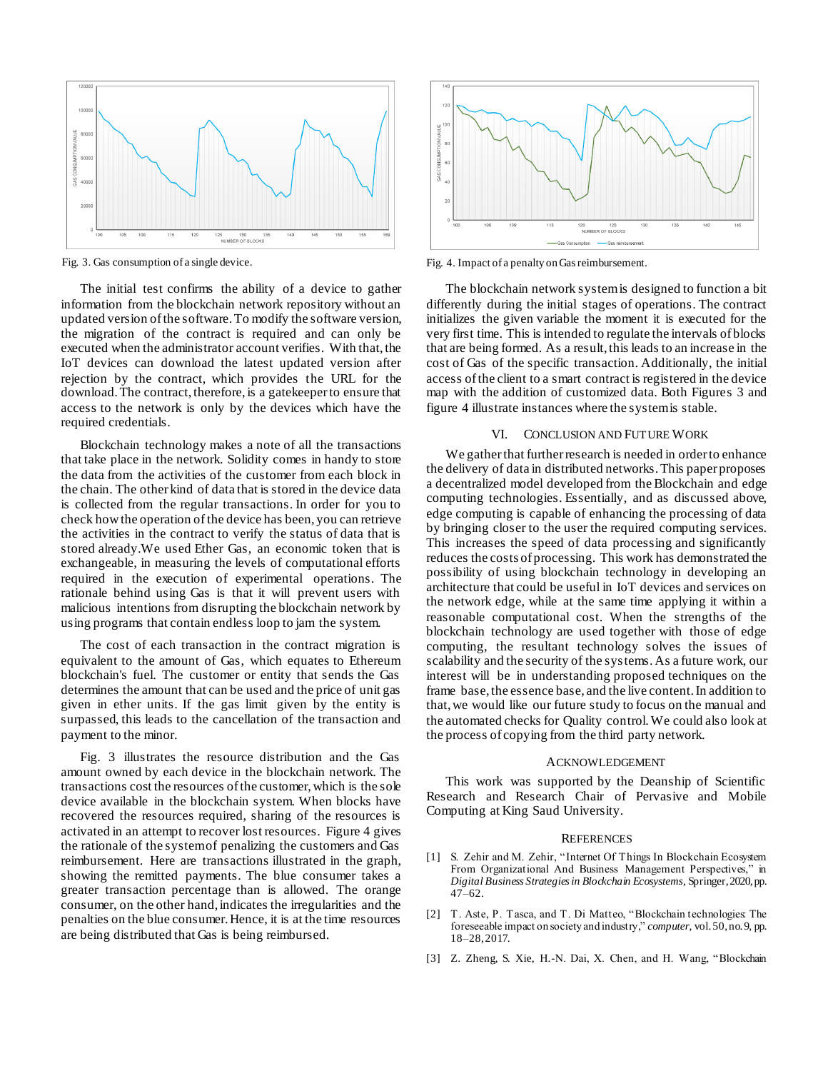Fig. 3. Gas consumption of a single device.

Fig. 4. Impact of a penalty on Gas reimbursement.

The initial test confirms the ability of a device to gather information from the blockchain network repository without an updated version of the software. To modify the software version, the migration of the contract is required and can only be executed when the administrator account verifies. With that, the IoT devices can download the latest updated version after rejection by the contract, which provides the URL for the download. The contract, therefore, is a gatekeeper to ensure that access to the network is only by the devices which have the required credentials.

Blockchain technology makes a note of all the transactions that take place in the network. Solidity comes in handy to store the data from the activities of the customer from each block in the chain. The other kind of data that is stored in the device data is collected from the regular transactions. In order for you to check how the operation of the device has been, you can retrieve the activities in the contract to verify the status of data that is stored already.We used Ether Gas, an economic token that is exchangeable, in measuring the levels of computational efforts required in the execution of experimental operations. The rationale behind using Gas is that it will prevent users with malicious intentions from disrupting the blockchain network by using programs that contain endless loop to jam the system.

The cost of each transaction in the contract migration is equivalent to the amount of Gas, which equates to Ethereum blockchain's fuel. The customer or entity that sends the Gas determines the amount that can be used and the price of unit gas given in ether units. If the gas limit given by the entity is surpassed, this leads to the cancellation of the transaction and payment to the minor.

Fig. 3 illustrates the resource distribution and the Gas amount owned by each device in the blockchain network. The transactions cost the resources of the customer, which is the sole device available in the blockchain system. When blocks have recovered the resources required, sharing of the resources is activated in an attempt to recover lost resources. Figure 4 gives the rationale of the system of penalizing the customers and Gas reimbursement. Here are transactions illustrated in the graph, showing the remitted payments. The blue consumer takes a greater transaction percentage than is allowed. The orange consumer, on the other hand, indicates the irregularities and the penalties on the blue consumer. Hence, it is at the time resources are being distributed that Gas is being reimbursed.

The blockchain network system is designed to function a bit differently during the initial stages of operations. The contract initializes the given variable the moment it is executed for the very first time. This is intended to regulate the intervals of blocks that are being formed. As a result, this leads to an increase in the cost of Gas of the specific transaction. Additionally, the initial access of the client to a smart contract is registered in the device map with the addition of customized data. Both Figures 3 and figure 4 illustrate instances where the system is stable.

## VI. Conclusion and Future Work

We gather that further research is needed in order to enhance the delivery of data in distributed networks. This paper proposes a decentralized model developed from the Blockchain and edge computing technologies. Essentially, and as discussed above, edge computing is capable of enhancing the processing of data by bringing closer to the user the required computing services. This increases the speed of data processing and significantly reduces the costs of processing. This work has demonstrated the possibility of using blockchain technology in developing an architecture that could be useful in IoT devices and services on the network edge, while at the same time applying it within a reasonable computational cost. When the strengths of the blockchain technology are used together with those of edge computing, the resultant technology solves the issues of scalability and the security of the systems. As a future work, our interest will be in understanding proposed techniques on the frame base, the essence base, and the live content. In addition to that, we would like our future study to focus on the manual and the automated checks for Quality control. We could also look at the process of copying from the third party network.

## Acknowledgement

This work was supported by the Deanship of Scientific Research and Research Chair of Pervasive and Mobile Computing at King Saud University.

## References

[1] S. Zehir and M. Zehir, "Internet Of Things In Blockchain Ecosystem From Organizational And Business Management Perspectives," in *Digital Business Strategies in Blockchain Ecosystems*, Springer, 2020, pp. 47–62.

[2] T. Aste, P. Tasca, and T. Di Matteo, "Blockchain technologies: The foreseeable impact on society and industry," *computer*, vol. 50, no. 9, pp. 18–28, 2017.

[3] Z. Zheng, S. Xie, H.-N. Dai, X. Chen, and H. Wang, "Blockchain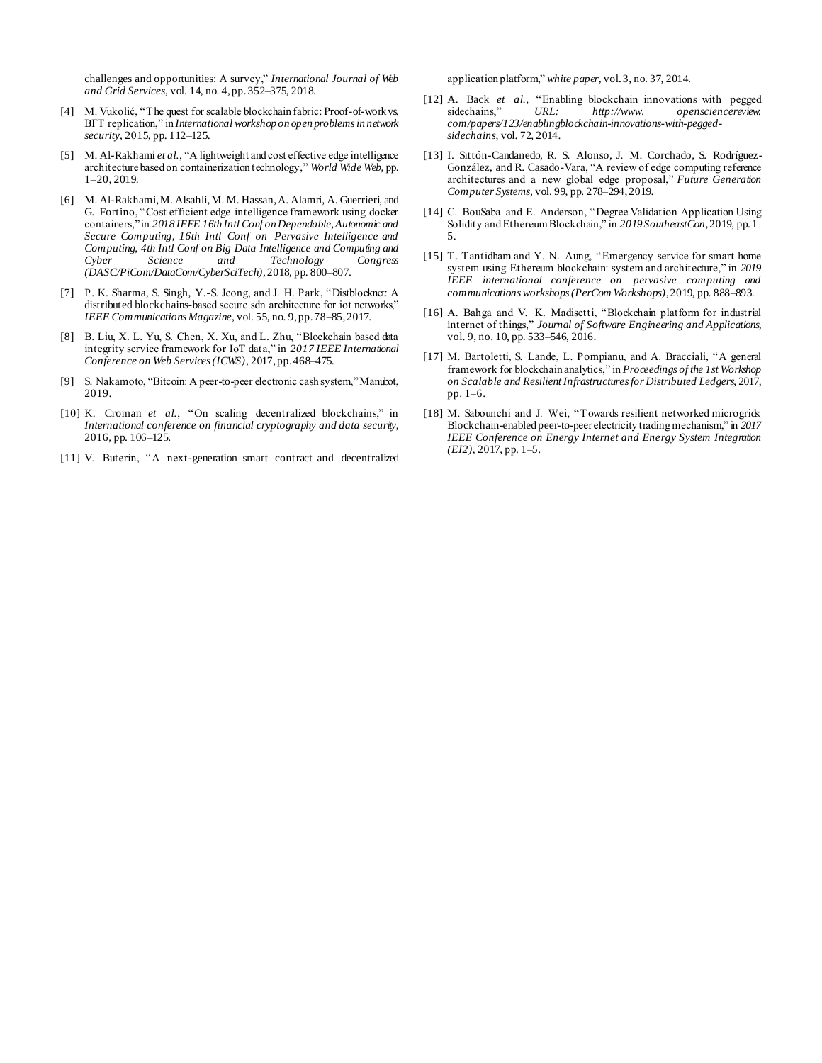challenges and opportunities: A survey," *International Journal of Web and Grid Services*, vol. 14, no. 4, pp. 352–375, 2018.

[4] M. Vukolić, "The quest for scalable blockchain fabric: Proof-of-work vs. BFT replication," in *International workshop on open problems in network security*, 2015, pp. 112–125.

[5] M. Al-Rakhami *et al.*, "A lightweight and cost effective edge intelligence architecture based on containerization technology," *World Wide Web*, pp. 1–20, 2019.

[6] M. Al-Rakhami, M. Alsahli, M. M. Hassan, A. Alamri, A. Guerrieri, and G. Fortino, "Cost efficient edge intelligence framework using docker containers," in *2018 IEEE 16th Intl Conf on Dependable, Autonomic and Secure Computing, 16th Intl Conf on Pervasive Intelligence and Computing, 4th Intl Conf on Big Data Intelligence and Computing and Cyber Science and Technology Congress (DASC/PiCom/DataCom/CyberSciTech)*, 2018, pp. 800–807.

[7] P. K. Sharma, S. Singh, Y.-S. Jeong, and J. H. Park, "Distblocknet: A distributed blockchains-based secure sdn architecture for iot networks," *IEEE Communications Magazine*, vol. 55, no. 9, pp. 78–85, 2017.

[8] B. Liu, X. L. Yu, S. Chen, X. Xu, and L. Zhu, "Blockchain based data integrity service framework for IoT data," in *2017 IEEE International Conference on Web Services (ICWS)*, 2017, pp. 468–475.

[9] S. Nakamoto, "Bitcoin: A peer-to-peer electronic cash system," Manubot, 2019.

[10] K. Croman *et al.*, "On scaling decentralized blockchains," in *International conference on financial cryptography and data security*, 2016, pp. 106–125.

[11] V. Buterin, "A next-generation smart contract and decentralized application platform," *white paper*, vol. 3, no. 37, 2014.

[12] A. Back *et al.*, "Enabling blockchain innovations with pegged sidechains," *URL: http://www. opensciencereview. com/papers/123/enablingblockchain-innovations-with-pegged-sidechains*, vol. 72, 2014.

[13] I. Sittón-Candanedo, R. S. Alonso, J. M. Corchado, S. Rodríguez-González, and R. Casado-Vara, "A review of edge computing reference architectures and a new global edge proposal," *Future Generation Computer Systems*, vol. 99, pp. 278–294, 2019.

[14] C. BouSaba and E. Anderson, "Degree Validation Application Using Solidity and Ethereum Blockchain," in *2019 SoutheastCon*, 2019, pp. 1–5.

[15] T. Tantidham and Y. N. Aung, "Emergency service for smart home system using Ethereum blockchain: system and architecture," in *2019 IEEE international conference on pervasive computing and communications workshops (PerCom Workshops)*, 2019, pp. 888–893.

[16] A. Bahga and V. K. Madisetti, "Blockchain platform for industrial internet of things," *Journal of Software Engineering and Applications*, vol. 9, no. 10, pp. 533–546, 2016.

[17] M. Bartoletti, S. Lande, L. Pompianu, and A. Bracciali, "A general framework for blockchain analytics," in *Proceedings of the 1st Workshop on Scalable and Resilient Infrastructures for Distributed Ledgers*, 2017, pp. 1–6.

[18] M. Sabounchi and J. Wei, "Towards resilient networked microgrids: Blockchain-enabled peer-to-peer electricity trading mechanism," in *2017 IEEE Conference on Energy Internet and Energy System Integration (EI2)*, 2017, pp. 1–5.